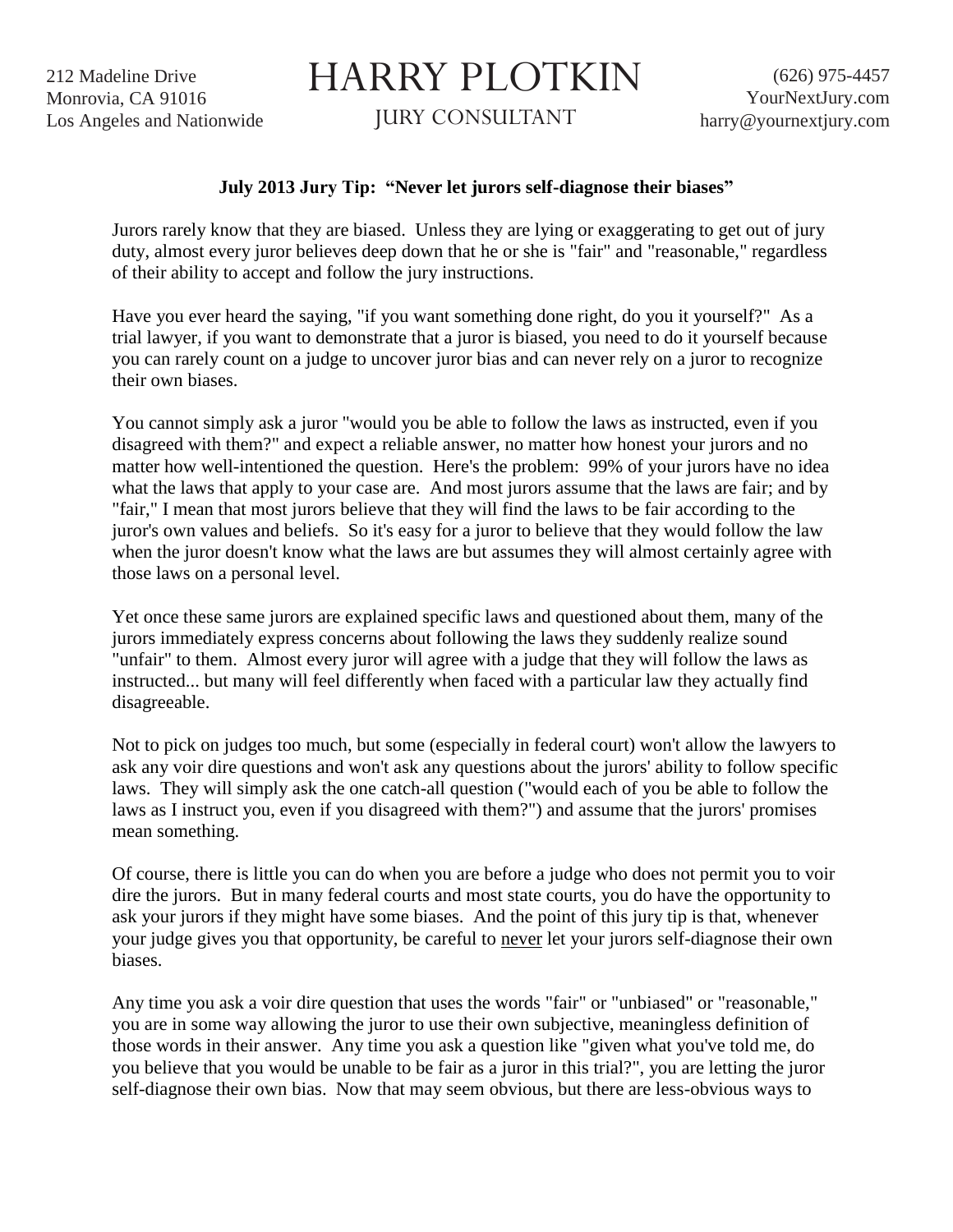212 Madeline Drive
Monrovia, CA 91016
Los Angeles and Nationwide

# HARRY PLOTKIN

JURY CONSULTANT

(626) 975-4457
YourNextJury.com
harry@yournextjury.com

**July 2013 Jury Tip: "Never let jurors self-diagnose their biases"**

Jurors rarely know that they are biased. Unless they are lying or exaggerating to get out of jury duty, almost every juror believes deep down that he or she is "fair" and "reasonable," regardless of their ability to accept and follow the jury instructions.

Have you ever heard the saying, "if you want something done right, do you it yourself?" As a trial lawyer, if you want to demonstrate that a juror is biased, you need to do it yourself because you can rarely count on a judge to uncover juror bias and can never rely on a juror to recognize their own biases.

You cannot simply ask a juror "would you be able to follow the laws as instructed, even if you disagreed with them?" and expect a reliable answer, no matter how honest your jurors and no matter how well-intentioned the question. Here's the problem: 99% of your jurors have no idea what the laws that apply to your case are. And most jurors assume that the laws are fair; and by "fair," I mean that most jurors believe that they will find the laws to be fair according to the juror's own values and beliefs. So it's easy for a juror to believe that they would follow the law when the juror doesn't know what the laws are but assumes they will almost certainly agree with those laws on a personal level.

Yet once these same jurors are explained specific laws and questioned about them, many of the jurors immediately express concerns about following the laws they suddenly realize sound "unfair" to them. Almost every juror will agree with a judge that they will follow the laws as instructed... but many will feel differently when faced with a particular law they actually find disagreeable.

Not to pick on judges too much, but some (especially in federal court) won't allow the lawyers to ask any voir dire questions and won't ask any questions about the jurors' ability to follow specific laws. They will simply ask the one catch-all question ("would each of you be able to follow the laws as I instruct you, even if you disagreed with them?") and assume that the jurors' promises mean something.

Of course, there is little you can do when you are before a judge who does not permit you to voir dire the jurors. But in many federal courts and most state courts, you do have the opportunity to ask your jurors if they might have some biases. And the point of this jury tip is that, whenever your judge gives you that opportunity, be careful to <u>never</u> let your jurors self-diagnose their own biases.

Any time you ask a voir dire question that uses the words "fair" or "unbiased" or "reasonable," you are in some way allowing the juror to use their own subjective, meaningless definition of those words in their answer. Any time you ask a question like "given what you've told me, do you believe that you would be unable to be fair as a juror in this trial?", you are letting the juror self-diagnose their own bias. Now that may seem obvious, but there are less-obvious ways to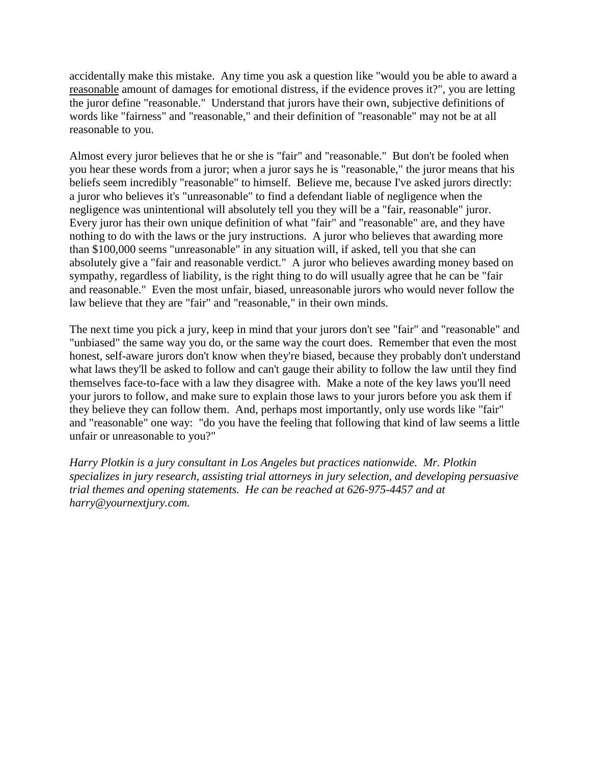accidentally make this mistake. Any time you ask a question like "would you be able to award a <u>reasonable</u> amount of damages for emotional distress, if the evidence proves it?", you are letting the juror define "reasonable." Understand that jurors have their own, subjective definitions of words like "fairness" and "reasonable," and their definition of "reasonable" may not be at all reasonable to you.

Almost every juror believes that he or she is "fair" and "reasonable." But don't be fooled when you hear these words from a juror; when a juror says he is "reasonable," the juror means that his beliefs seem incredibly "reasonable" to himself. Believe me, because I've asked jurors directly: a juror who believes it's "unreasonable" to find a defendant liable of negligence when the negligence was unintentional will absolutely tell you they will be a "fair, reasonable" juror. Every juror has their own unique definition of what "fair" and "reasonable" are, and they have nothing to do with the laws or the jury instructions. A juror who believes that awarding more than $100,000 seems "unreasonable" in any situation will, if asked, tell you that she can absolutely give a "fair and reasonable verdict." A juror who believes awarding money based on sympathy, regardless of liability, is the right thing to do will usually agree that he can be "fair and reasonable." Even the most unfair, biased, unreasonable jurors who would never follow the law believe that they are "fair" and "reasonable," in their own minds.

The next time you pick a jury, keep in mind that your jurors don't see "fair" and "reasonable" and "unbiased" the same way you do, or the same way the court does. Remember that even the most honest, self-aware jurors don't know when they're biased, because they probably don't understand what laws they'll be asked to follow and can't gauge their ability to follow the law until they find themselves face-to-face with a law they disagree with. Make a note of the key laws you'll need your jurors to follow, and make sure to explain those laws to your jurors before you ask them if they believe they can follow them. And, perhaps most importantly, only use words like "fair" and "reasonable" one way: "do you have the feeling that following that kind of law seems a little unfair or unreasonable to you?"

*Harry Plotkin is a jury consultant in Los Angeles but practices nationwide. Mr. Plotkin specializes in jury research, assisting trial attorneys in jury selection, and developing persuasive trial themes and opening statements. He can be reached at 626-975-4457 and at harry@yournextjury.com.*